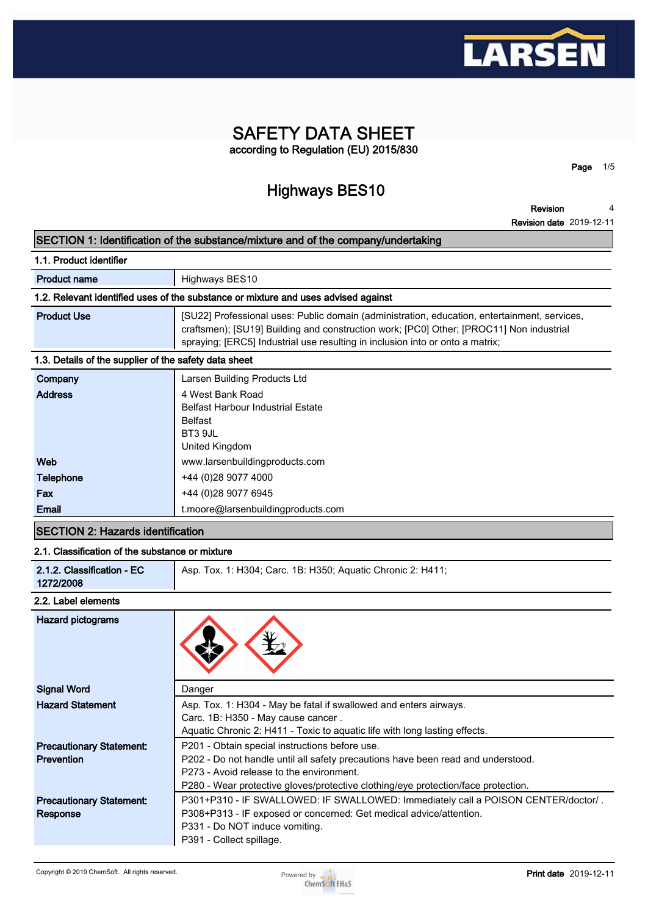# SAFETY DATA SHEET

according to Regulation (EU) 2015/830

## Highways BES10

**Revision** 4

**Revision date** 2019-12-11

## SECTION 1: Identification of the substance/mixture and of the company/undertaking

### 1.1. Product identifier

| | |
|---|---|
| **Product name** | Highways BES10 |

### 1.2. Relevant identified uses of the substance or mixture and uses advised against

| | |
|---|---|
| **Product Use** | [SU22] Professional uses: Public domain (administration, education, entertainment, services, craftsmen); [SU19] Building and construction work; [PC0] Other; [PROC11] Non industrial spraying; [ERC5] Industrial use resulting in inclusion into or onto a matrix; |

### 1.3. Details of the supplier of the safety data sheet

| | |
|---|---|
| **Company** | Larsen Building Products Ltd |
| **Address** | 4 West Bank Road<br>Belfast Harbour Industrial Estate<br>Belfast<br>BT3 9JL<br>United Kingdom |
| **Web** | www.larsenbuildingproducts.com |
| **Telephone** | +44 (0)28 9077 4000 |
| **Fax** | +44 (0)28 9077 6945 |
| **Email** | t.moore@larsenbuildingproducts.com |

## SECTION 2: Hazards identification

### 2.1. Classification of the substance or mixture

| | |
|---|---|
| **2.1.2. Classification - EC 1272/2008** | Asp. Tox. 1: H304; Carc. 1B: H350; Aquatic Chronic 2: H411; |

### 2.2. Label elements

| | |
|---|---|
| **Hazard pictograms** | |
| **Signal Word** | Danger |
| **Hazard Statement** | Asp. Tox. 1: H304 - May be fatal if swallowed and enters airways.<br>Carc. 1B: H350 - May cause cancer .<br>Aquatic Chronic 2: H411 - Toxic to aquatic life with long lasting effects. |
| **Precautionary Statement: Prevention** | P201 - Obtain special instructions before use.<br>P202 - Do not handle until all safety precautions have been read and understood.<br>P273 - Avoid release to the environment.<br>P280 - Wear protective gloves/protective clothing/eye protection/face protection. |
| **Precautionary Statement: Response** | P301+P310 - IF SWALLOWED: IF SWALLOWED: Immediately call a POISON CENTER/doctor/ .<br>P308+P313 - IF exposed or concerned: Get medical advice/attention.<br>P331 - Do NOT induce vomiting.<br>P391 - Collect spillage. |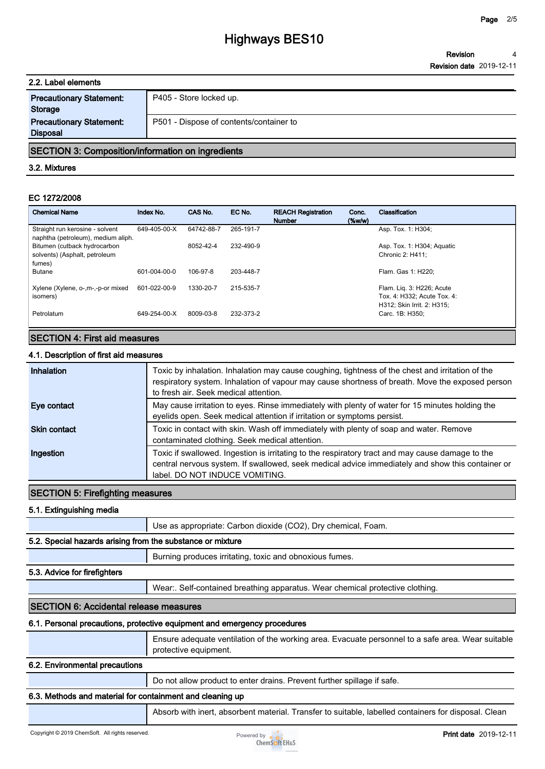### 2.2. Label elements

| | |
|---|---|
| **Precautionary Statement: Storage** | P405 - Store locked up. |
| **Precautionary Statement: Disposal** | P501 - Dispose of contents/container to |

## SECTION 3: Composition/information on ingredients

### 3.2. Mixtures

#### EC 1272/2008

| Chemical Name | Index No. | CAS No. | EC No. | REACH Registration Number | Conc. (%w/w) | Classification |
|---|---|---|---|---|---|---|
| Straight run kerosine - solvent naphtha (petroleum), medium aliph. | 649-405-00-X | 64742-88-7 | 265-191-7 | | | Asp. Tox. 1: H304; |
| Bitumen (cutback hydrocarbon solvents) (Asphalt, petroleum fumes) | | 8052-42-4 | 232-490-9 | | | Asp. Tox. 1: H304; Aquatic Chronic 2: H411; |
| Butane | 601-004-00-0 | 106-97-8 | 203-448-7 | | | Flam. Gas 1: H220; |
| Xylene (Xylene, o-,m-,-p-or mixed isomers) | 601-022-00-9 | 1330-20-7 | 215-535-7 | | | Flam. Liq. 3: H226; Acute Tox. 4: H332; Acute Tox. 4: H312; Skin Irrit. 2: H315; |
| Petrolatum | 649-254-00-X | 8009-03-8 | 232-373-2 | | | Carc. 1B: H350; |

## SECTION 4: First aid measures

### 4.1. Description of first aid measures

| | |
|---|---|
| **Inhalation** | Toxic by inhalation. Inhalation may cause coughing, tightness of the chest and irritation of the respiratory system. Inhalation of vapour may cause shortness of breath. Move the exposed person to fresh air. Seek medical attention. |
| **Eye contact** | May cause irritation to eyes. Rinse immediately with plenty of water for 15 minutes holding the eyelids open. Seek medical attention if irritation or symptoms persist. |
| **Skin contact** | Toxic in contact with skin. Wash off immediately with plenty of soap and water. Remove contaminated clothing. Seek medical attention. |
| **Ingestion** | Toxic if swallowed. Ingestion is irritating to the respiratory tract and may cause damage to the central nervous system. If swallowed, seek medical advice immediately and show this container or label. DO NOT INDUCE VOMITING. |

## SECTION 5: Firefighting measures

### 5.1. Extinguishing media

Use as appropriate: Carbon dioxide ($CO_2$), Dry chemical, Foam.

### 5.2. Special hazards arising from the substance or mixture

Burning produces irritating, toxic and obnoxious fumes.

### 5.3. Advice for firefighters

Wear:. Self-contained breathing apparatus. Wear chemical protective clothing.

## SECTION 6: Accidental release measures

### 6.1. Personal precautions, protective equipment and emergency procedures

Ensure adequate ventilation of the working area. Evacuate personnel to a safe area. Wear suitable protective equipment.

### 6.2. Environmental precautions

Do not allow product to enter drains. Prevent further spillage if safe.

### 6.3. Methods and material for containment and cleaning up

Absorb with inert, absorbent material. Transfer to suitable, labelled containers for disposal. Clean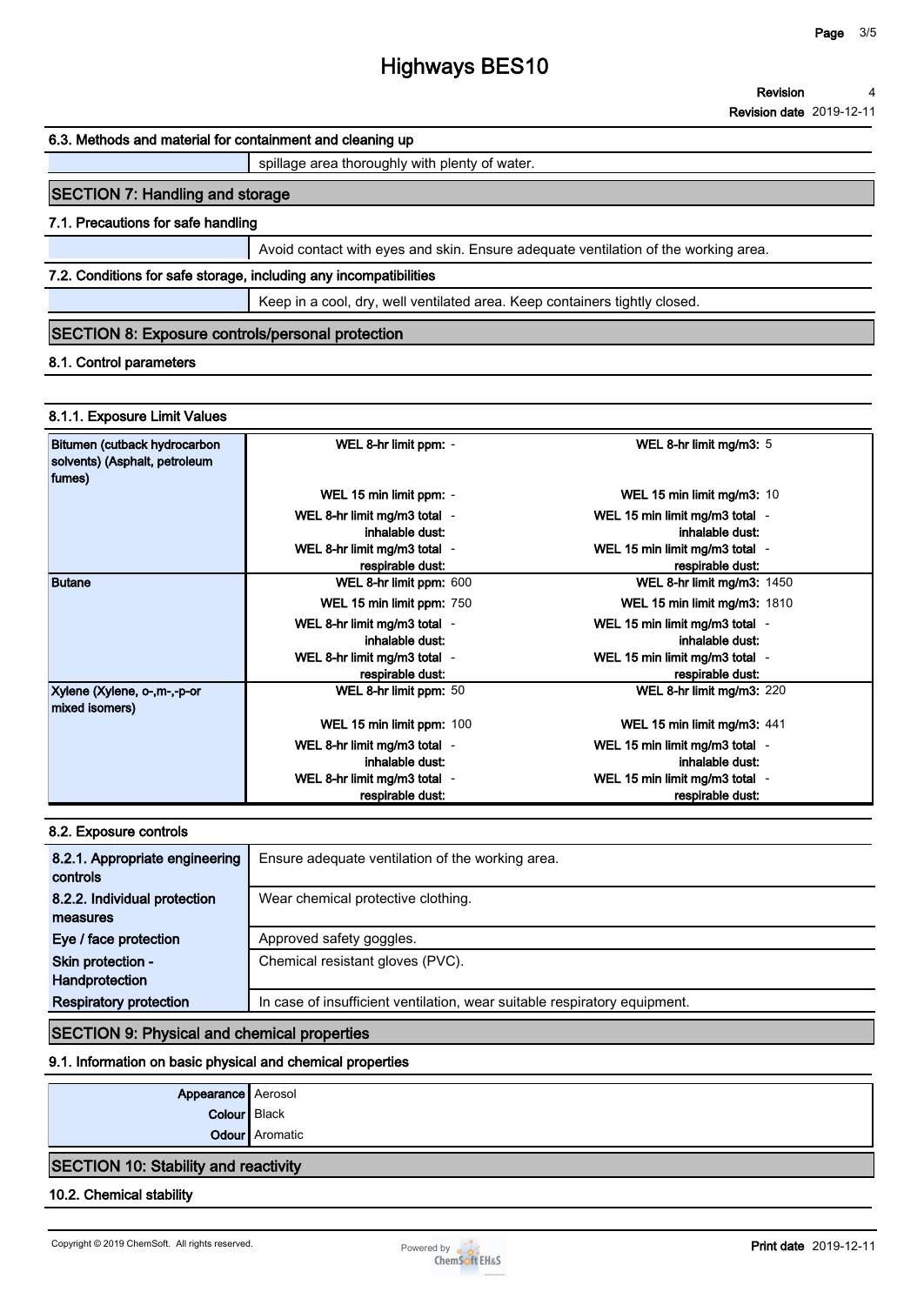### 6.3. Methods and material for containment and cleaning up

spillage area thoroughly with plenty of water.

## SECTION 7: Handling and storage

### 7.1. Precautions for safe handling

Avoid contact with eyes and skin. Ensure adequate ventilation of the working area.

### 7.2. Conditions for safe storage, including any incompatibilities

Keep in a cool, dry, well ventilated area. Keep containers tightly closed.

## SECTION 8: Exposure controls/personal protection

### 8.1. Control parameters

#### 8.1.1. Exposure Limit Values

| Substance | | | | |
|---|---|---|---|---|
| Bitumen (cutback hydrocarbon solvents) (Asphalt, petroleum fumes) | WEL 8-hr limit ppm: | - | WEL 8-hr limit mg/m3: | 5 |
| | WEL 15 min limit ppm: | - | WEL 15 min limit mg/m3: | 10 |
| | WEL 8-hr limit mg/m3 total inhalable dust: | - | WEL 15 min limit mg/m3 total inhalable dust: | - |
| | WEL 8-hr limit mg/m3 total respirable dust: | - | WEL 15 min limit mg/m3 total respirable dust: | - |
| Butane | WEL 8-hr limit ppm: | 600 | WEL 8-hr limit mg/m3: | 1450 |
| | WEL 15 min limit ppm: | 750 | WEL 15 min limit mg/m3: | 1810 |
| | WEL 8-hr limit mg/m3 total inhalable dust: | - | WEL 15 min limit mg/m3 total inhalable dust: | - |
| | WEL 8-hr limit mg/m3 total respirable dust: | - | WEL 15 min limit mg/m3 total respirable dust: | - |
| Xylene (Xylene, o-,m-,-p-or mixed isomers) | WEL 8-hr limit ppm: | 50 | WEL 8-hr limit mg/m3: | 220 |
| | WEL 15 min limit ppm: | 100 | WEL 15 min limit mg/m3: | 441 |
| | WEL 8-hr limit mg/m3 total inhalable dust: | - | WEL 15 min limit mg/m3 total inhalable dust: | - |
| | WEL 8-hr limit mg/m3 total respirable dust: | - | WEL 15 min limit mg/m3 total respirable dust: | - |

### 8.2. Exposure controls

| | |
|---|---|
| 8.2.1. Appropriate engineering controls | Ensure adequate ventilation of the working area. |
| 8.2.2. Individual protection measures | Wear chemical protective clothing. |
| Eye / face protection | Approved safety goggles. |
| Skin protection - Handprotection | Chemical resistant gloves (PVC). |
| Respiratory protection | In case of insufficient ventilation, wear suitable respiratory equipment. |

## SECTION 9: Physical and chemical properties

### 9.1. Information on basic physical and chemical properties

| | |
|---|---|
| Appearance | Aerosol |
| Colour | Black |
| Odour | Aromatic |

## SECTION 10: Stability and reactivity

### 10.2. Chemical stability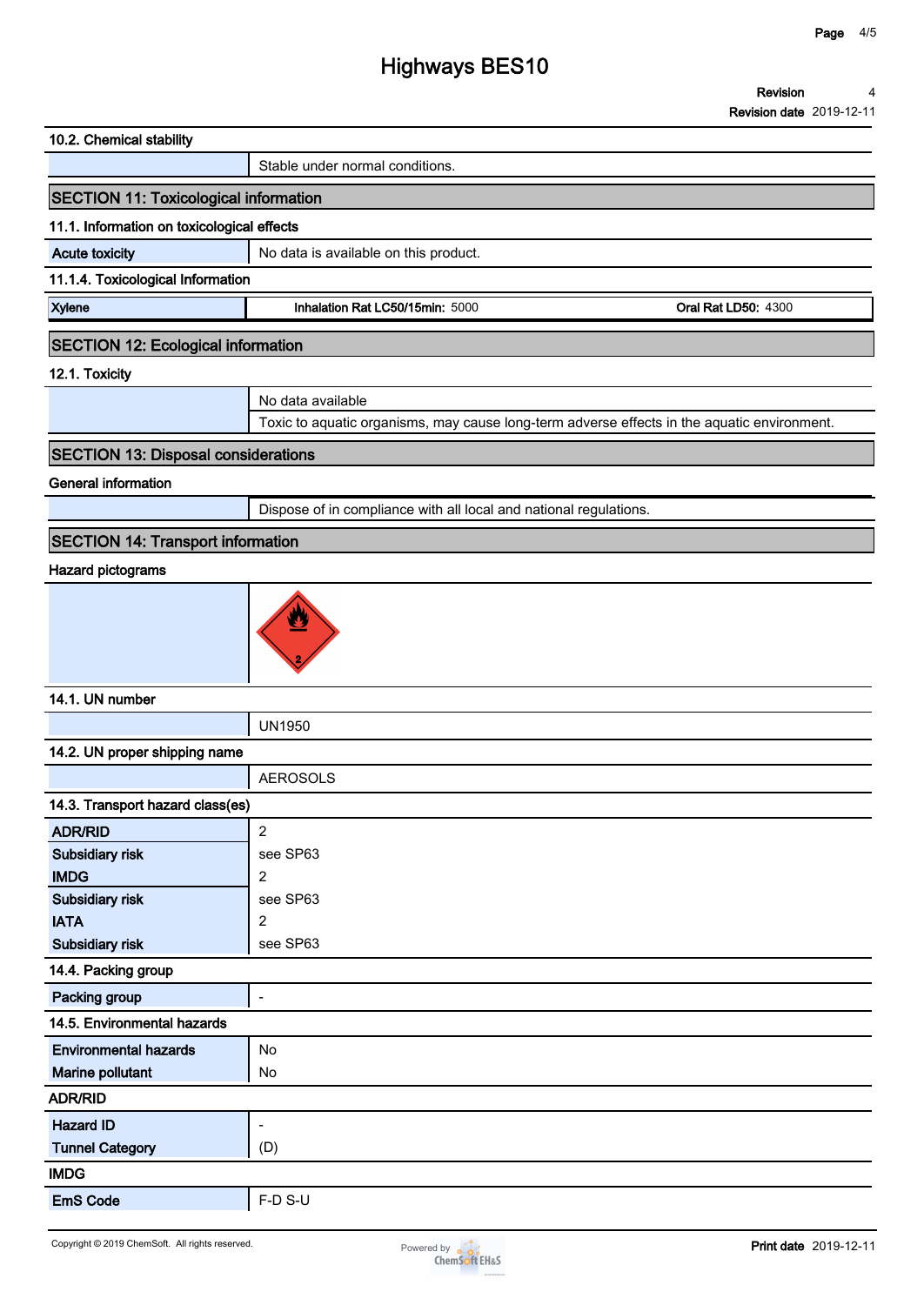### 10.2. Chemical stability

| | |
|---|---|
| | Stable under normal conditions. |

## SECTION 11: Toxicological information

### 11.1. Information on toxicological effects

| | |
|---|---|
| **Acute toxicity** | No data is available on this product. |

### 11.1.4. Toxicological Information

| | | |
|---|---|---|
| **Xylene** | **Inhalation Rat LC50/15min:** 5000 | **Oral Rat LD50:** 4300 |

## SECTION 12: Ecological information

### 12.1. Toxicity

| | |
|---|---|
| | No data available |
| | Toxic to aquatic organisms, may cause long-term adverse effects in the aquatic environment. |

## SECTION 13: Disposal considerations

### General information

| | |
|---|---|
| | Dispose of in compliance with all local and national regulations. |

## SECTION 14: Transport information

### Hazard pictograms

### 14.1. UN number

| | |
|---|---|
| | UN1950 |

### 14.2. UN proper shipping name

| | |
|---|---|
| | AEROSOLS |

### 14.3. Transport hazard class(es)

| | |
|---|---|
| **ADR/RID** | 2 |
| **Subsidiary risk** | see SP63 |
| **IMDG** | 2 |
| **Subsidiary risk** | see SP63 |
| **IATA** | 2 |
| **Subsidiary risk** | see SP63 |

### 14.4. Packing group

| | |
|---|---|
| **Packing group** | - |

### 14.5. Environmental hazards

| | |
|---|---|
| **Environmental hazards** | No |
| **Marine pollutant** | No |

### ADR/RID

| | |
|---|---|
| **Hazard ID** | - |
| **Tunnel Category** | (D) |

### IMDG

| | |
|---|---|
| **EmS Code** | F-D S-U |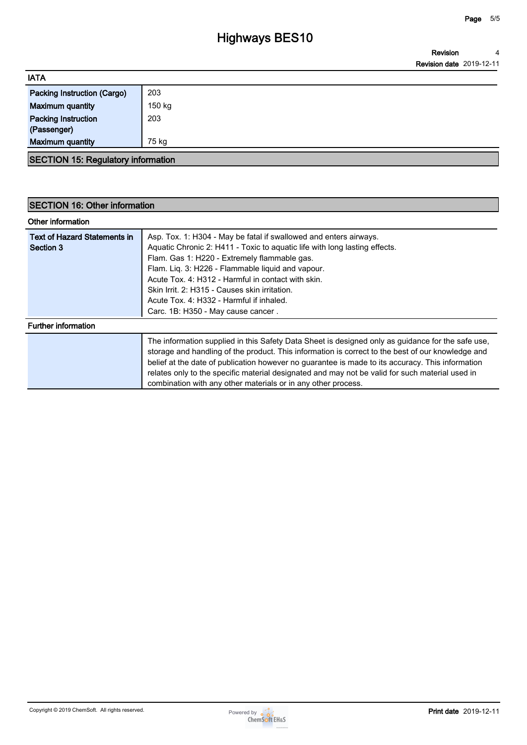### IATA

| | |
|---|---|
| Packing Instruction (Cargo) | 203 |
| Maximum quantity | 150 kg |
| Packing Instruction (Passenger) | 203 |
| Maximum quantity | 75 kg |

## SECTION 15: Regulatory information

## SECTION 16: Other information

### Other information

| | |
|---|---|
| Text of Hazard Statements in Section 3 | Asp. Tox. 1: H304 - May be fatal if swallowed and enters airways.<br>Aquatic Chronic 2: H411 - Toxic to aquatic life with long lasting effects.<br>Flam. Gas 1: H220 - Extremely flammable gas.<br>Flam. Liq. 3: H226 - Flammable liquid and vapour.<br>Acute Tox. 4: H312 - Harmful in contact with skin.<br>Skin Irrit. 2: H315 - Causes skin irritation.<br>Acute Tox. 4: H332 - Harmful if inhaled.<br>Carc. 1B: H350 - May cause cancer . |

### Further information

| | |
|---|---|
| | The information supplied in this Safety Data Sheet is designed only as guidance for the safe use, storage and handling of the product. This information is correct to the best of our knowledge and belief at the date of publication however no guarantee is made to its accuracy. This information relates only to the specific material designated and may not be valid for such material used in combination with any other materials or in any other process. |